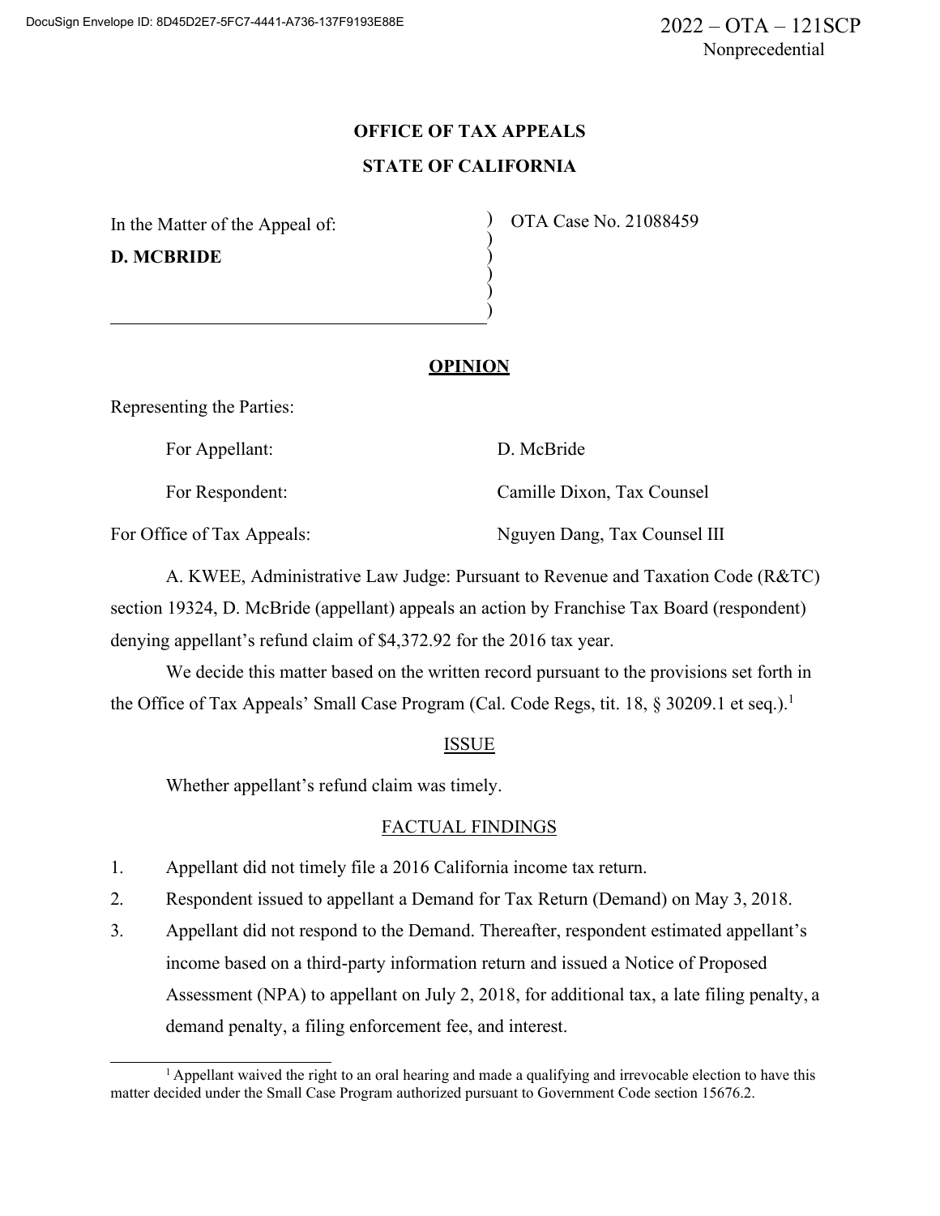2022 – OTA – 121SCP
Nonprecedential

**OFFICE OF TAX APPEALS**

**STATE OF CALIFORNIA**

In the Matter of the Appeal of:

**D. MCBRIDE**

OTA Case No. 21088459

## OPINION

Representing the Parties:

For Appellant: D. McBride

For Respondent: Camille Dixon, Tax Counsel

For Office of Tax Appeals: Nguyen Dang, Tax Counsel III

A. KWEE, Administrative Law Judge: Pursuant to Revenue and Taxation Code (R&TC) section 19324, D. McBride (appellant) appeals an action by Franchise Tax Board (respondent) denying appellant's refund claim of $4,372.92 for the 2016 tax year.

We decide this matter based on the written record pursuant to the provisions set forth in the Office of Tax Appeals' Small Case Program (Cal. Code Regs, tit. 18, § 30209.1 et seq.).[1]

### ISSUE

Whether appellant's refund claim was timely.

### FACTUAL FINDINGS

1. Appellant did not timely file a 2016 California income tax return.
2. Respondent issued to appellant a Demand for Tax Return (Demand) on May 3, 2018.
3. Appellant did not respond to the Demand. Thereafter, respondent estimated appellant's income based on a third-party information return and issued a Notice of Proposed Assessment (NPA) to appellant on July 2, 2018, for additional tax, a late filing penalty, a demand penalty, a filing enforcement fee, and interest.

[1] Appellant waived the right to an oral hearing and made a qualifying and irrevocable election to have this matter decided under the Small Case Program authorized pursuant to Government Code section 15676.2.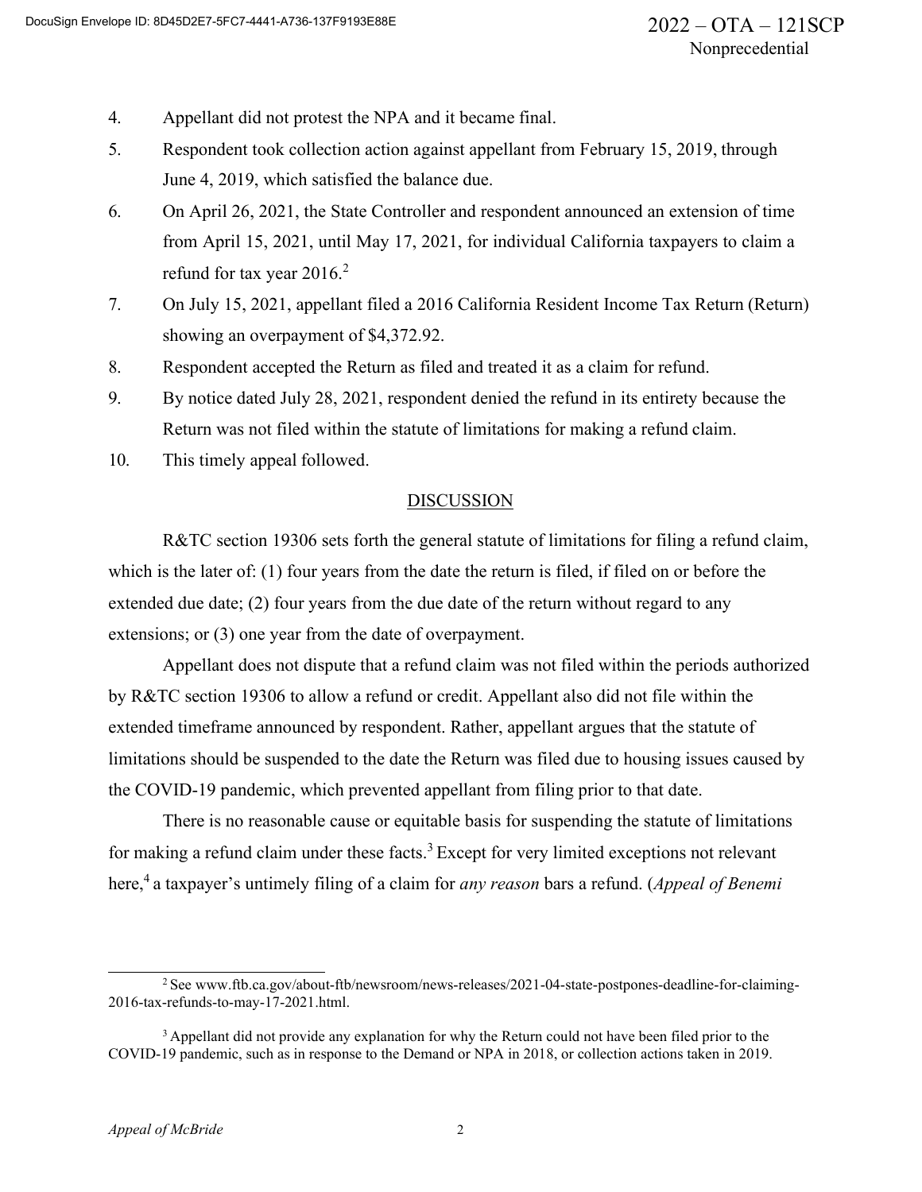4. Appellant did not protest the NPA and it became final.
5. Respondent took collection action against appellant from February 15, 2019, through June 4, 2019, which satisfied the balance due.
6. On April 26, 2021, the State Controller and respondent announced an extension of time from April 15, 2021, until May 17, 2021, for individual California taxpayers to claim a refund for tax year 2016.[2]
7. On July 15, 2021, appellant filed a 2016 California Resident Income Tax Return (Return) showing an overpayment of $4,372.92.
8. Respondent accepted the Return as filed and treated it as a claim for refund.
9. By notice dated July 28, 2021, respondent denied the refund in its entirety because the Return was not filed within the statute of limitations for making a refund claim.
10. This timely appeal followed.

## DISCUSSION

R&TC section 19306 sets forth the general statute of limitations for filing a refund claim, which is the later of: (1) four years from the date the return is filed, if filed on or before the extended due date; (2) four years from the due date of the return without regard to any extensions; or (3) one year from the date of overpayment.

Appellant does not dispute that a refund claim was not filed within the periods authorized by R&TC section 19306 to allow a refund or credit. Appellant also did not file within the extended timeframe announced by respondent. Rather, appellant argues that the statute of limitations should be suspended to the date the Return was filed due to housing issues caused by the COVID-19 pandemic, which prevented appellant from filing prior to that date.

There is no reasonable cause or equitable basis for suspending the statute of limitations for making a refund claim under these facts.[3] Except for very limited exceptions not relevant here,[4] a taxpayer's untimely filing of a claim for *any reason* bars a refund. (*Appeal of Benemi*

[2] See www.ftb.ca.gov/about-ftb/newsroom/news-releases/2021-04-state-postpones-deadline-for-claiming-2016-tax-refunds-to-may-17-2021.html.

[3] Appellant did not provide any explanation for why the Return could not have been filed prior to the COVID-19 pandemic, such as in response to the Demand or NPA in 2018, or collection actions taken in 2019.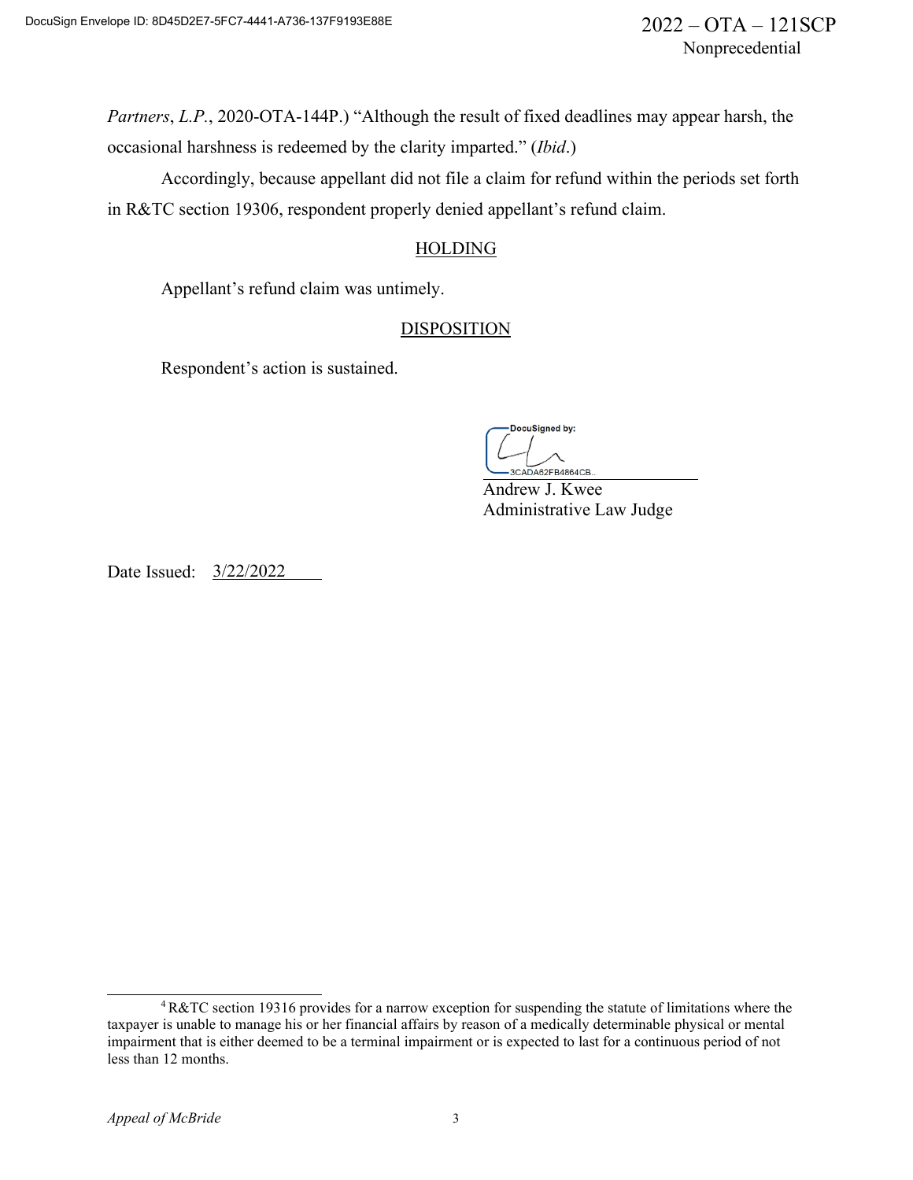*Partners*, *L.P.*, 2020-OTA-144P.) "Although the result of fixed deadlines may appear harsh, the occasional harshness is redeemed by the clarity imparted." (*Ibid*.)

Accordingly, because appellant did not file a claim for refund within the periods set forth in R&TC section 19306, respondent properly denied appellant's refund claim.

## HOLDING

Appellant's refund claim was untimely.

## DISPOSITION

Respondent's action is sustained.

DocuSigned by:
3CADA62FB4864CB...

Andrew J. Kwee
Administrative Law Judge

Date Issued: 3/22/2022

---

[4] R&TC section 19316 provides for a narrow exception for suspending the statute of limitations where the taxpayer is unable to manage his or her financial affairs by reason of a medically determinable physical or mental impairment that is either deemed to be a terminal impairment or is expected to last for a continuous period of not less than 12 months.